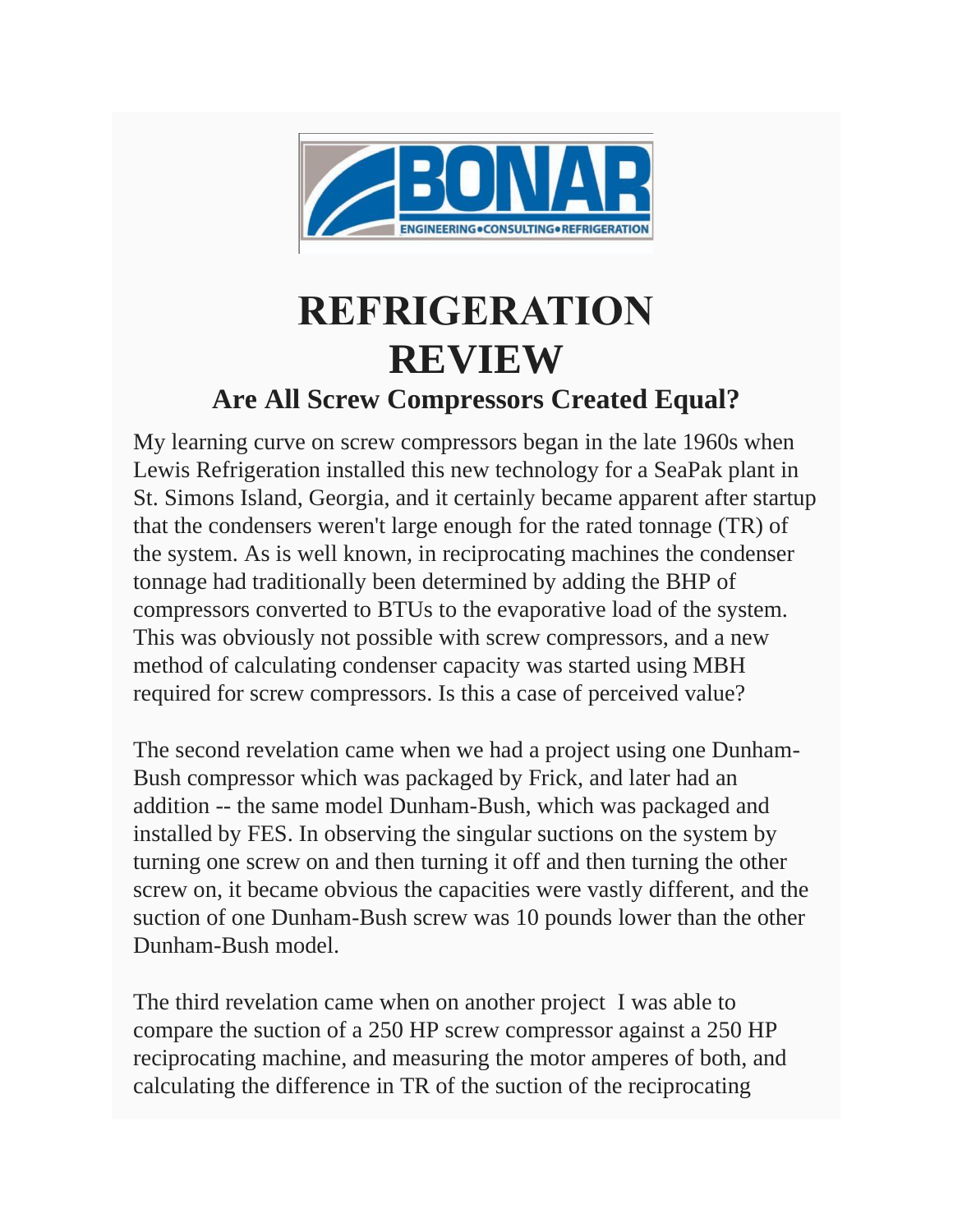# REFRIGERATION REVIEW

## Are All Screw Compressors Created Equal?

My learning curve on screw compressors began in the late 1960s when Lewis Refrigeration installed this new technology for a SeaPak plant in St. Simons Island, Georgia, and it certainly became apparent after startup that the condensers weren't large enough for the rated tonnage (TR) of the system. As is well known, in reciprocating machines the condenser tonnage had traditionally been determined by adding the BHP of compressors converted to BTUs to the evaporative load of the system. This was obviously not possible with screw compressors, and a new method of calculating condenser capacity was started using MBH required for screw compressors. Is this a case of perceived value?

The second revelation came when we had a project using one Dunham-Bush compressor which was packaged by Frick, and later had an addition -- the same model Dunham-Bush, which was packaged and installed by FES. In observing the singular suctions on the system by turning one screw on and then turning it off and then turning the other screw on, it became obvious the capacities were vastly different, and the suction of one Dunham-Bush screw was 10 pounds lower than the other Dunham-Bush model.

The third revelation came when on another project I was able to compare the suction of a 250 HP screw compressor against a 250 HP reciprocating machine, and measuring the motor amperes of both, and calculating the difference in TR of the suction of the reciprocating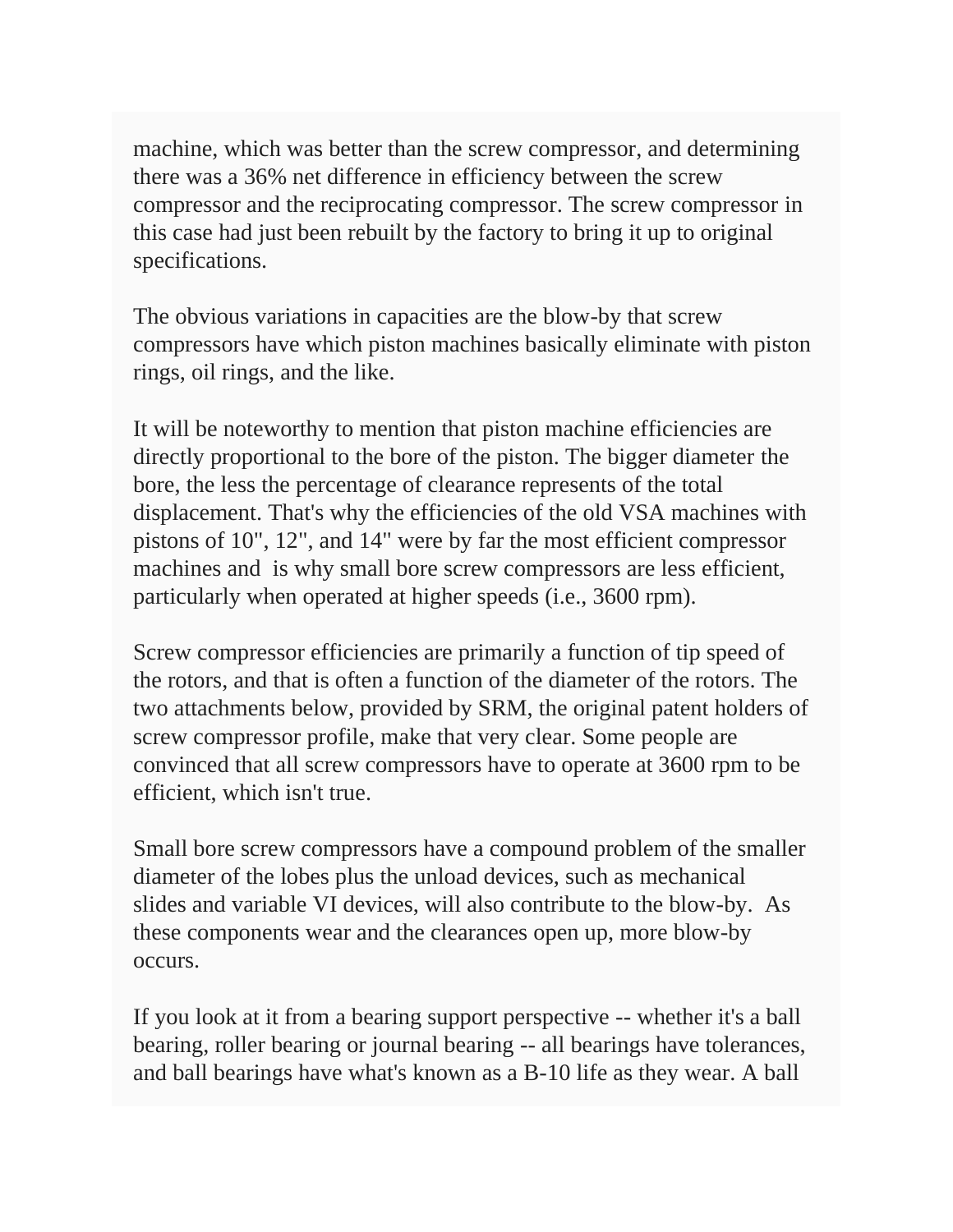machine, which was better than the screw compressor, and determining there was a 36% net difference in efficiency between the screw compressor and the reciprocating compressor. The screw compressor in this case had just been rebuilt by the factory to bring it up to original specifications.

The obvious variations in capacities are the blow-by that screw compressors have which piston machines basically eliminate with piston rings, oil rings, and the like.

It will be noteworthy to mention that piston machine efficiencies are directly proportional to the bore of the piston. The bigger diameter the bore, the less the percentage of clearance represents of the total displacement. That's why the efficiencies of the old VSA machines with pistons of 10", 12", and 14" were by far the most efficient compressor machines and  is why small bore screw compressors are less efficient, particularly when operated at higher speeds (i.e., 3600 rpm).

Screw compressor efficiencies are primarily a function of tip speed of the rotors, and that is often a function of the diameter of the rotors. The two attachments below, provided by SRM, the original patent holders of screw compressor profile, make that very clear. Some people are convinced that all screw compressors have to operate at 3600 rpm to be efficient, which isn't true.

Small bore screw compressors have a compound problem of the smaller diameter of the lobes plus the unload devices, such as mechanical slides and variable VI devices, will also contribute to the blow-by.  As these components wear and the clearances open up, more blow-by occurs.

If you look at it from a bearing support perspective -- whether it's a ball bearing, roller bearing or journal bearing -- all bearings have tolerances, and ball bearings have what's known as a B-10 life as they wear. A ball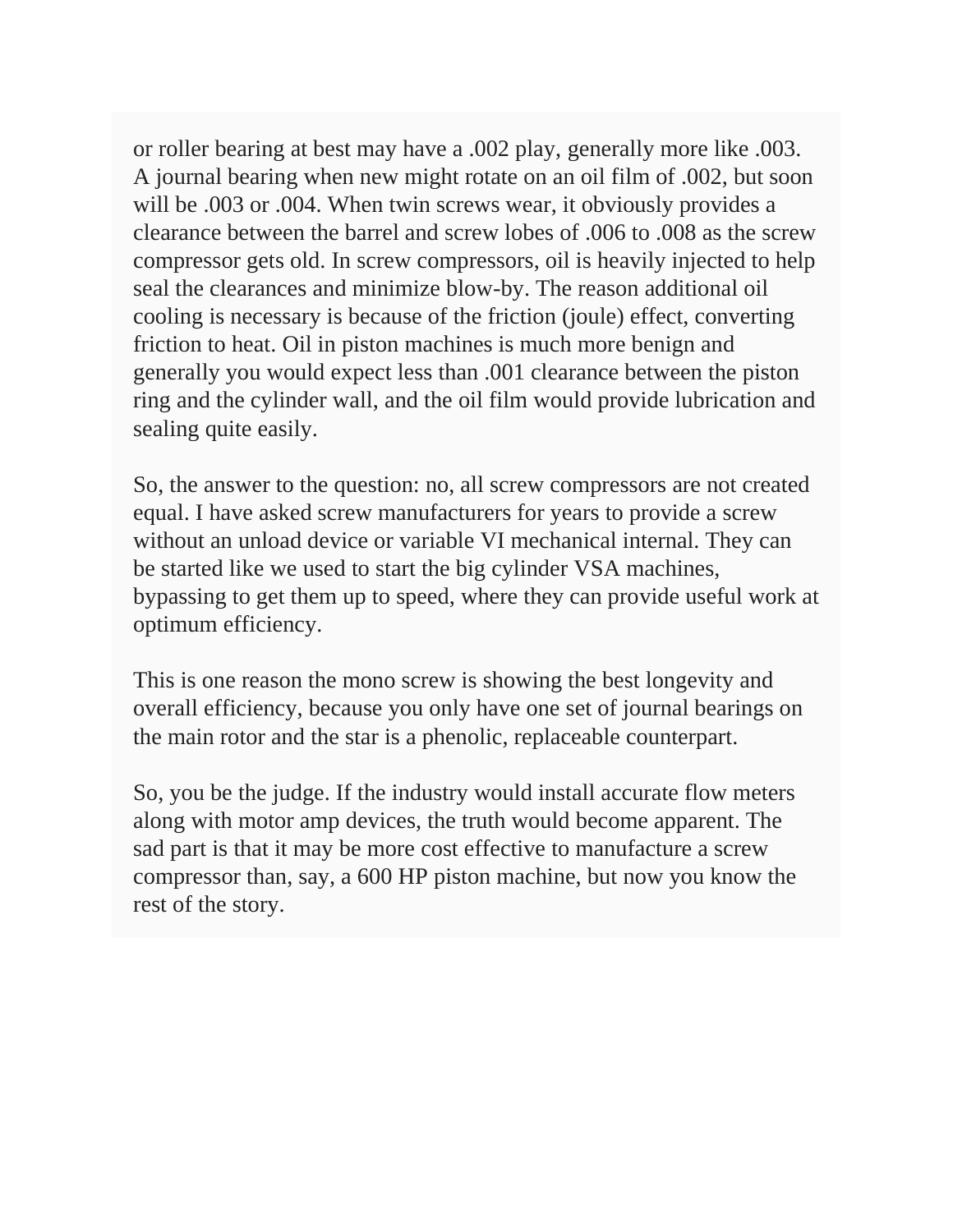or roller bearing at best may have a .002 play, generally more like .003. A journal bearing when new might rotate on an oil film of .002, but soon will be .003 or .004. When twin screws wear, it obviously provides a clearance between the barrel and screw lobes of .006 to .008 as the screw compressor gets old. In screw compressors, oil is heavily injected to help seal the clearances and minimize blow-by. The reason additional oil cooling is necessary is because of the friction (joule) effect, converting friction to heat. Oil in piston machines is much more benign and generally you would expect less than .001 clearance between the piston ring and the cylinder wall, and the oil film would provide lubrication and sealing quite easily.

So, the answer to the question: no, all screw compressors are not created equal. I have asked screw manufacturers for years to provide a screw without an unload device or variable VI mechanical internal. They can be started like we used to start the big cylinder VSA machines, bypassing to get them up to speed, where they can provide useful work at optimum efficiency.

This is one reason the mono screw is showing the best longevity and overall efficiency, because you only have one set of journal bearings on the main rotor and the star is a phenolic, replaceable counterpart.

So, you be the judge. If the industry would install accurate flow meters along with motor amp devices, the truth would become apparent. The sad part is that it may be more cost effective to manufacture a screw compressor than, say, a 600 HP piston machine, but now you know the rest of the story.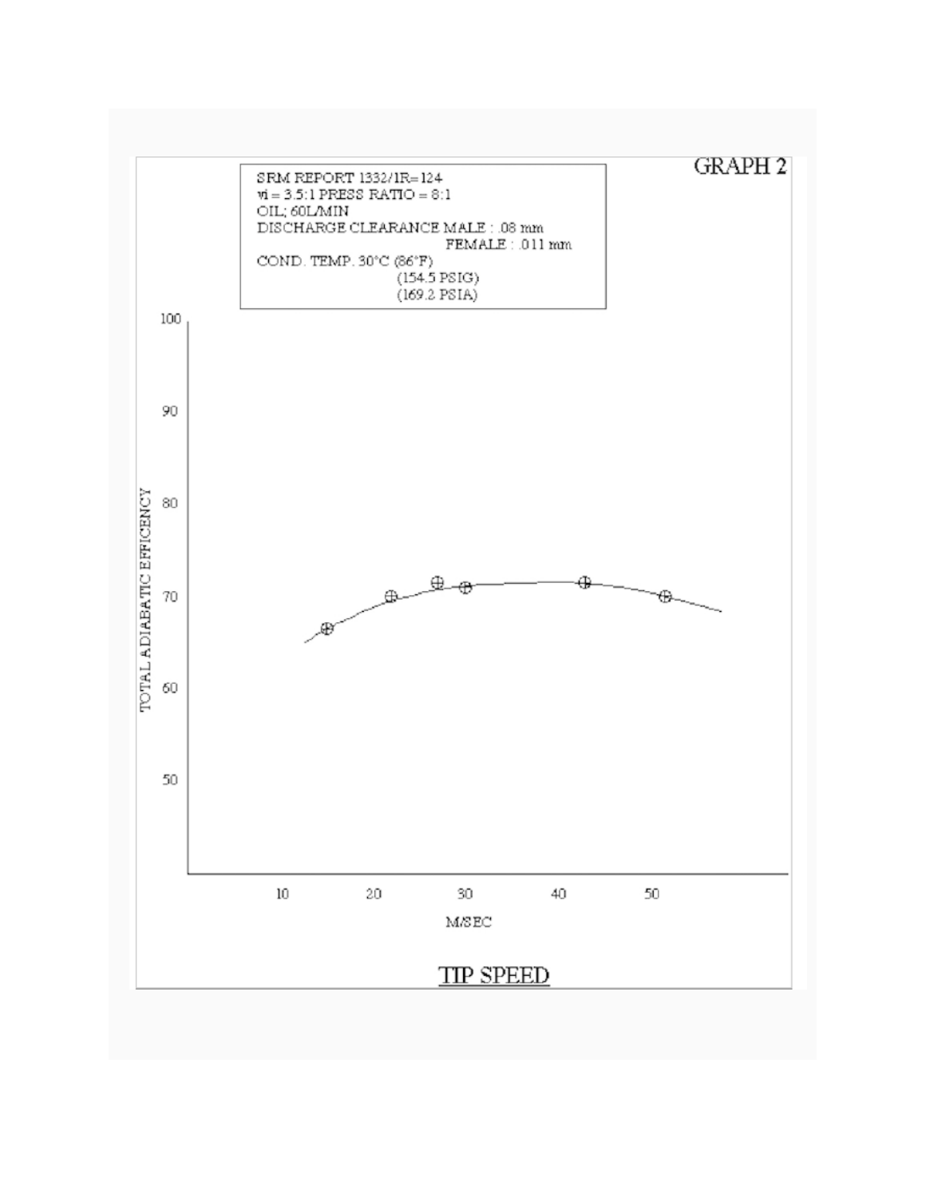GRAPH 2

SRM REPORT 1332/1R=124
vi = 3.5:1 PRESS RATIO = 8:1
OIL; 60L/MIN
DISCHARGE CLEARANCE MALE : .08 mm
FEMALE : .011 mm
COND. TEMP. 30°C (86°F)
(154.5 PSIG)
(169.2 PSIA)

TOTAL ADIABATIC EFFICENCY

100
90
80
70
60
50

10 20 30 40 50

M/SEC

TIP SPEED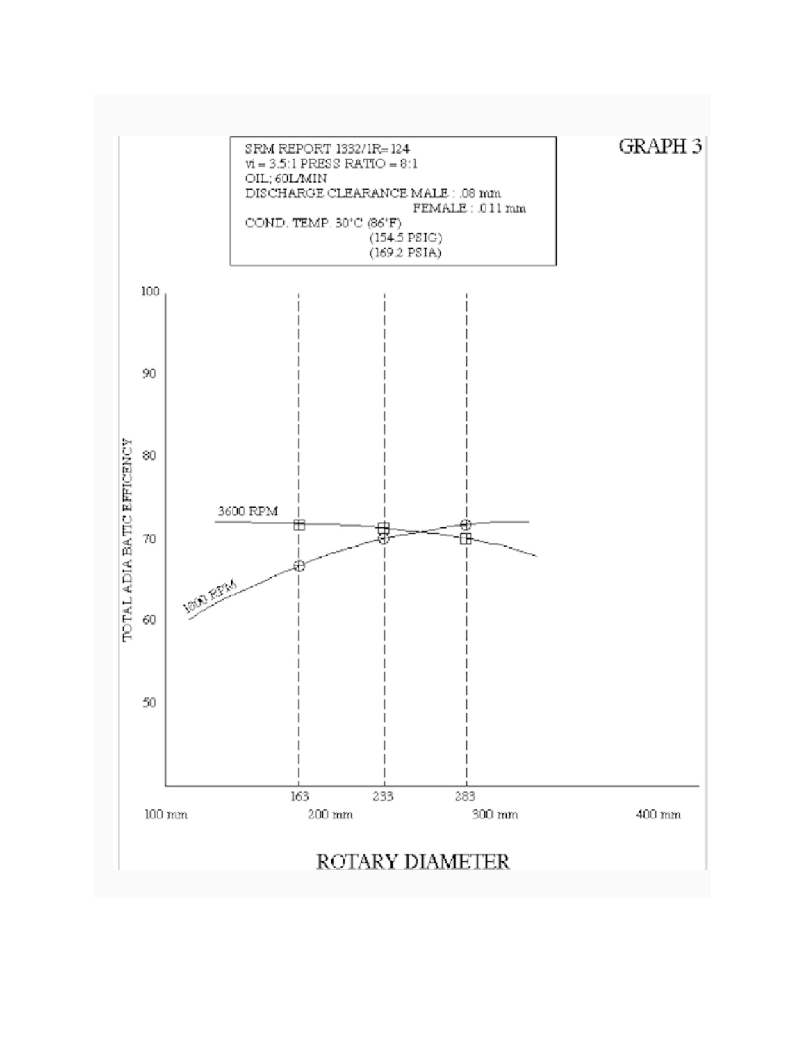GRAPH 3

SRM REPORT 1332/1R= 124
vi = 3.5:1 PRESS RATIO = 8:1
OIL; 60L/MIN
DISCHARGE CLEARANCE MALE : .08 mm
FEMALE : .011 mm
COND. TEMP. 30°C (86°F)
(154.5 PSIG)
(169.2 PSIA)

TOTAL ADIA BATIC EFFICENCY

100
90
80
70
60
50

3600 RPM

1800 RPM

163
233
283

100 mm
200 mm
300 mm
400 mm

ROTARY DIAMETER